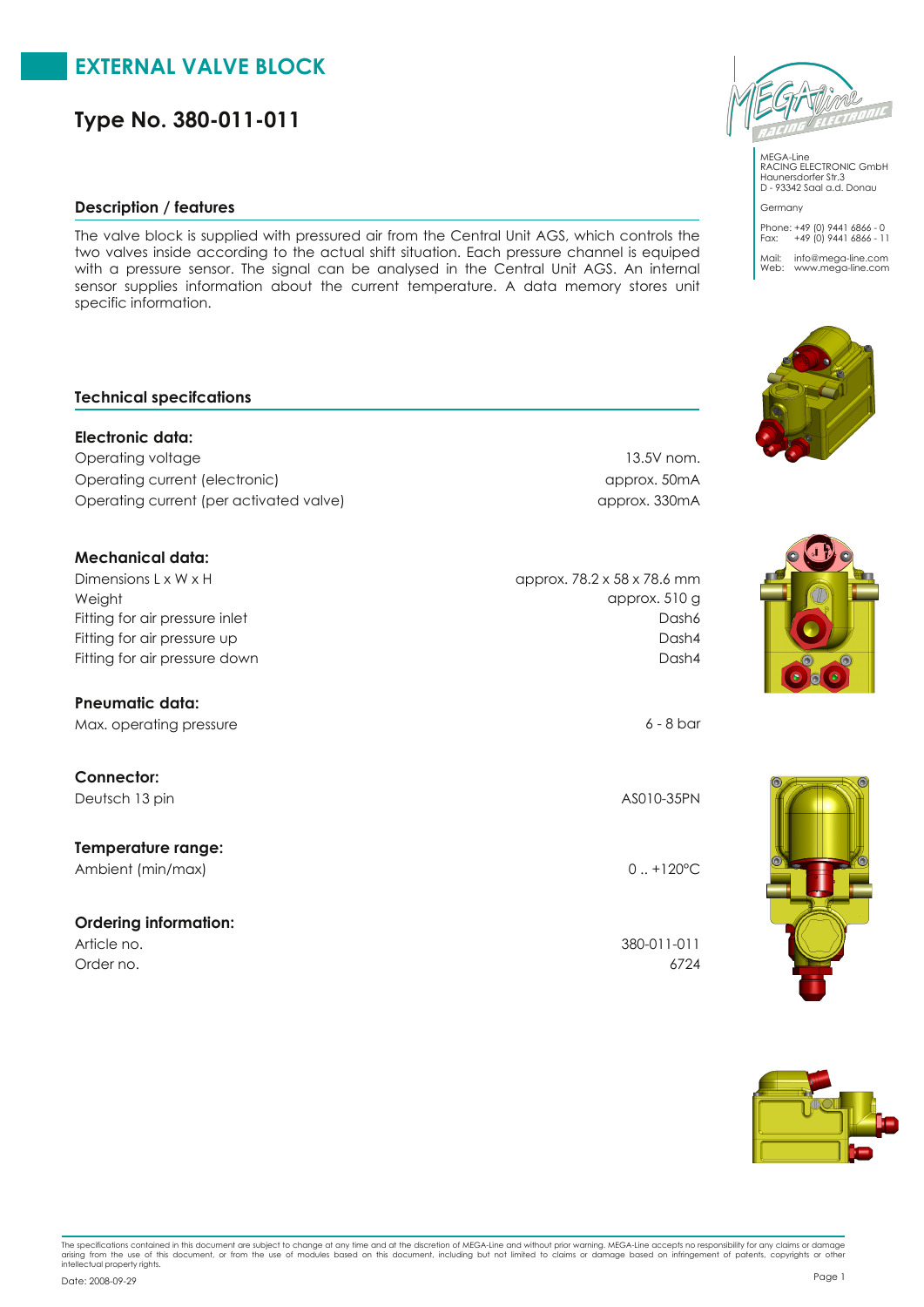# EXTERNAL VALVE BLOCK

## Type No. 380-011-011

MEGA-Line
RACING ELECTRONIC GmbH
Haunersdorfer Str.3
D - 93342 Saal a.d. Donau

Germany

Phone: +49 (0) 9441 6866 - 0
Fax: +49 (0) 9441 6866 - 11

Mail: info@mega-line.com
Web: www.mega-line.com

### Description / features

The valve block is supplied with pressured air from the Central Unit AGS, which controls the two valves inside according to the actual shift situation. Each pressure channel is equiped with a pressure sensor. The signal can be analysed in the Central Unit AGS. An internal sensor supplies information about the current temperature. A data memory stores unit specific information.

### Technical specifcations

**Electronic data:**

| | |
|---|---|
| Operating voltage | 13.5V nom. |
| Operating current (electronic) | approx. 50mA |
| Operating current (per activated valve) | approx. 330mA |

**Mechanical data:**

| | |
|---|---|
| Dimensions L x W x H | approx. 78.2 x 58 x 78.6 mm |
| Weight | approx. 510 g |
| Fitting for air pressure inlet | Dash6 |
| Fitting for air pressure up | Dash4 |
| Fitting for air pressure down | Dash4 |

**Pneumatic data:**

| | |
|---|---|
| Max. operating pressure | 6 - 8 bar |

**Connector:**

| | |
|---|---|
| Deutsch 13 pin | AS010-35PN |

**Temperature range:**

| | |
|---|---|
| Ambient (min/max) | 0 .. +120°C |

**Ordering information:**

| | |
|---|---|
| Article no. | 380-011-011 |
| Order no. | 6724 |

The specifications contained in this document are subject to change at any time and at the discretion of MEGA-Line and without prior warning. MEGA-Line accepts no responsibility for any claims or damage arising from the use of this document, or from the use of modules based on this document, including but not limited to claims or damage based on infringement of patents, copyrights or other intellectual property rights.

Date: 2008-09-29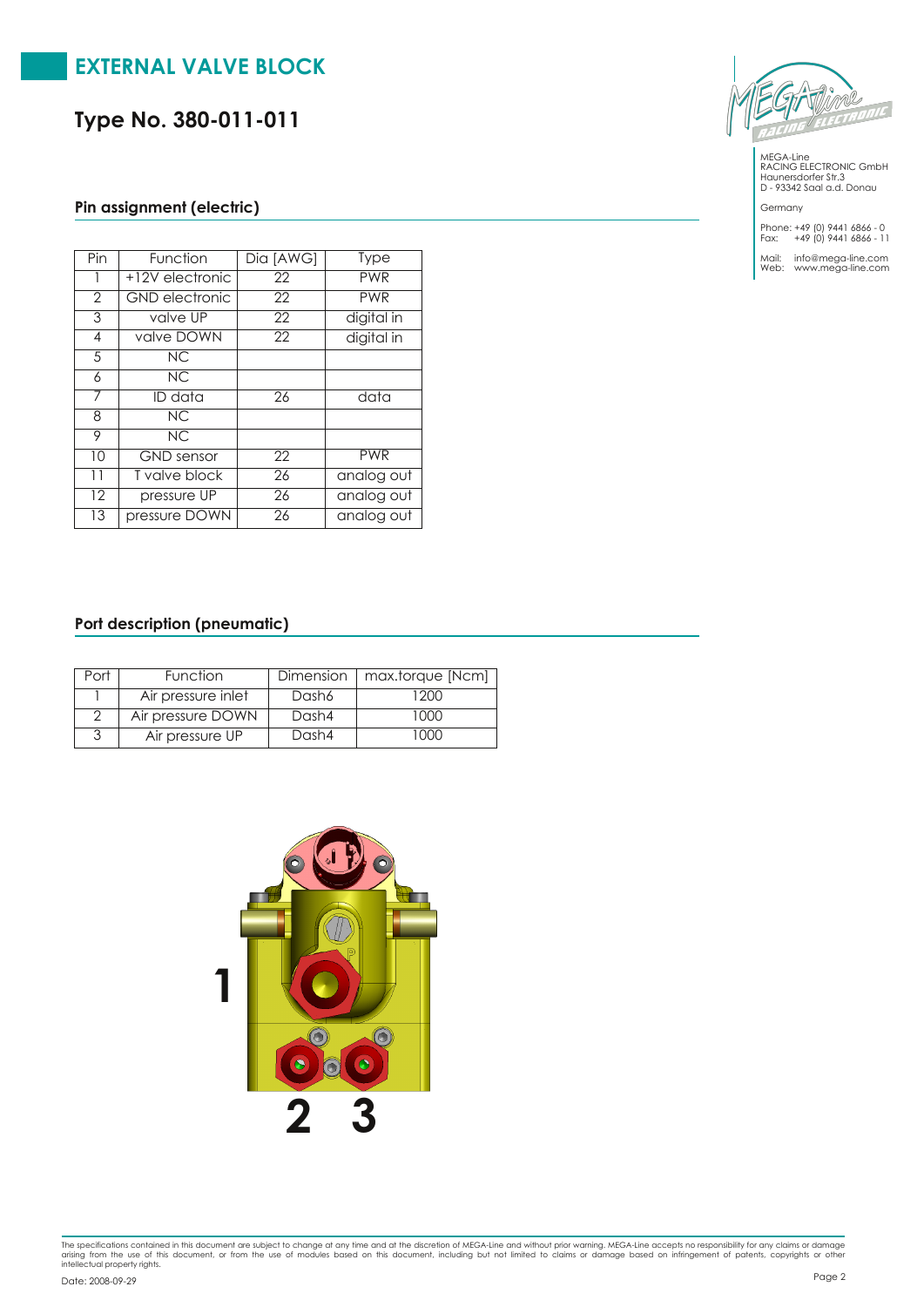# EXTERNAL VALVE BLOCK

## Type No. 380-011-011

MEGA-Line
RACING ELECTRONIC GmbH
Haunersdorfer Str.3
D - 93342 Saal a.d. Donau

Germany

Phone: +49 (0) 9441 6866 - 0
Fax: +49 (0) 9441 6866 - 11

Mail: info@mega-line.com
Web: www.mega-line.com

### Pin assignment (electric)

| Pin | Function | Dia [AWG] | Type |
|---|---|---|---|
| 1 | +12V electronic | 22 | PWR |
| 2 | GND electronic | 22 | PWR |
| 3 | valve UP | 22 | digital in |
| 4 | valve DOWN | 22 | digital in |
| 5 | NC | | |
| 6 | NC | | |
| 7 | ID data | 26 | data |
| 8 | NC | | |
| 9 | NC | | |
| 10 | GND sensor | 22 | PWR |
| 11 | T valve block | 26 | analog out |
| 12 | pressure UP | 26 | analog out |
| 13 | pressure DOWN | 26 | analog out |

### Port description (pneumatic)

| Port | Function | Dimension | max.torque [Ncm] |
|---|---|---|---|
| 1 | Air pressure inlet | Dash6 | 1200 |
| 2 | Air pressure DOWN | Dash4 | 1000 |
| 3 | Air pressure UP | Dash4 | 1000 |

1

2 3

The specifications contained in this document are subject to change at any time and at the discretion of MEGA-Line and without prior warning. MEGA-Line accepts no responsibility for any claims or damage arising from the use of this document, or from the use of modules based on this document, including but not limited to claims or damage based on infringement of patents, copyrights or other intellectual property rights.

Date: 2008-09-29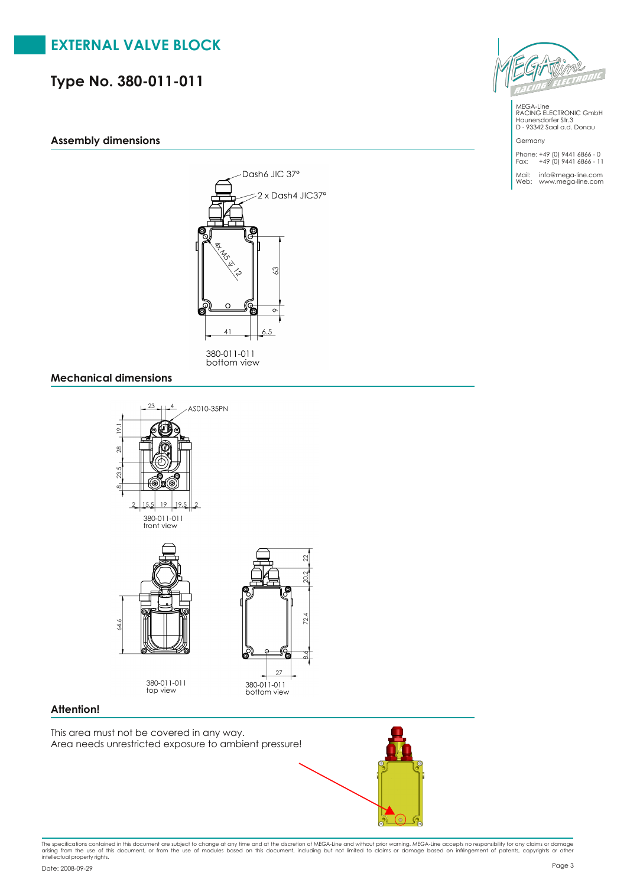# EXTERNAL VALVE BLOCK

## Type No. 380-011-011

MEGA-Line
RACING ELECTRONIC GmbH
Haunersdorfer Str.3
D - 93342 Saal a.d. Donau

Germany

Phone: +49 (0) 9441 6866 - 0
Fax: +49 (0) 9441 6866 - 11

Mail: info@mega-line.com
Web: www.mega-line.com

### Assembly dimensions

Dash6 JIC 37°
2 x Dash4 JIC37°
4x M5 ▽ 12
63
9
41
6.5

380-011-011
bottom view

### Mechanical dimensions

23
4
AS010-35PN
19.1
28
23.5
8
2
15.5
19
19.5
2

380-011-011
front view

64.6

380-011-011
top view

22
20.2
72.4
8.6
27

380-011-011
bottom view

### Attention!

This area must not be covered in any way.
Area needs unrestricted exposure to ambient pressure!

The specifications contained in this document are subject to change at any time and at the discretion of MEGA-Line and without prior warning. MEGA-Line accepts no responsibility for any claims or damage arising from the use of this document, or from the use of modules based on this document, including but not limited to claims or damage based on infringement of patents, copyrights or other intellectual property rights.

Date: 2008-09-29